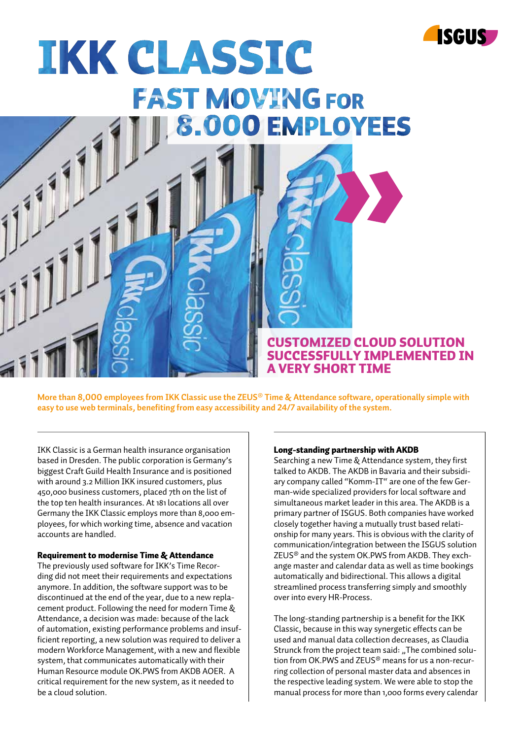# IKK CLASSIC

## FAST MOVING FOR 8.000 EMPLOYEES

## CUSTOMIZED CLOUD SOLUTION SUCCESSFULLY IMPLEMENTED IN A VERY SHORT TIME

**More than 8,000 employees from IKK Classic use the ZEUS® Time & Attendance software, operationally simple with easy to use web terminals, benefiting from easy accessibility and 24/7 availability of the system.**

IKK Classic is a German health insurance organisation based in Dresden. The public corporation is Germany's biggest Craft Guild Health Insurance and is positioned with around 3.2 Million IKK insured customers, plus 450,000 business customers, placed 7th on the list of the top ten health insurances. At 181 locations all over Germany the IKK Classic employs more than 8,000 employees, for which working time, absence and vacation accounts are handled.

**Requirement to modernise Time & Attendance**
The previously used software for IKK's Time Recording did not meet their requirements and expectations anymore. In addition, the software support was to be discontinued at the end of the year, due to a new replacement product. Following the need for modern Time & Attendance, a decision was made: because of the lack of automation, existing performance problems and insufficient reporting, a new solution was required to deliver a modern Workforce Management, with a new and flexible system, that communicates automatically with their Human Resource module OK.PWS from AKDB AOER. A critical requirement for the new system, as it needed to be a cloud solution.

**Long-standing partnership with AKDB**
Searching a new Time & Attendance system, they first talked to AKDB. The AKDB in Bavaria and their subsidiary company called "Komm-IT" are one of the few German-wide specialized providers for local software and simultaneous market leader in this area. The AKDB is a primary partner of ISGUS. Both companies have worked closely together having a mutually trust based relationship for many years. This is obvious with the clarity of communication/integration between the ISGUS solution ZEUS® and the system OK.PWS from AKDB. They exchange master and calendar data as well as time bookings automatically and bidirectional. This allows a digital streamlined process transferring simply and smoothly over into every HR-Process.

The long-standing partnership is a benefit for the IKK Classic, because in this way synergetic effects can be used and manual data collection decreases, as Claudia Strunck from the project team said: „The combined solution from OK.PWS and ZEUS® means for us a non-recurring collection of personal master data and absences in the respective leading system. We were able to stop the manual process for more than 1,000 forms every calendar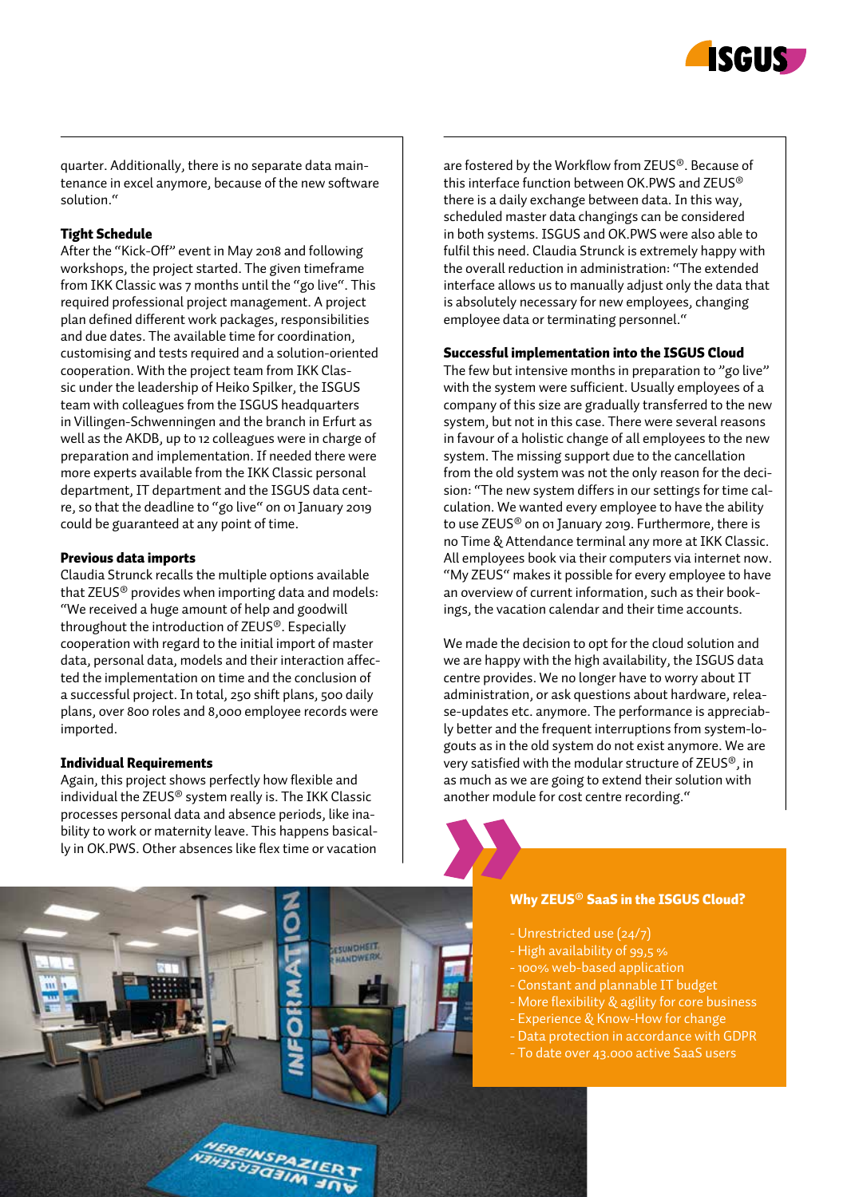quarter. Additionally, there is no separate data maintenance in excel anymore, because of the new software solution."

**Tight Schedule**

After the "Kick-Off" event in May 2018 and following workshops, the project started. The given timeframe from IKK Classic was 7 months until the "go live". This required professional project management. A project plan defined different work packages, responsibilities and due dates. The available time for coordination, customising and tests required and a solution-oriented cooperation. With the project team from IKK Classic under the leadership of Heiko Spilker, the ISGUS team with colleagues from the ISGUS headquarters in Villingen-Schwenningen and the branch in Erfurt as well as the AKDB, up to 12 colleagues were in charge of preparation and implementation. If needed there were more experts available from the IKK Classic personal department, IT department and the ISGUS data centre, so that the deadline to "go live" on 01 January 2019 could be guaranteed at any point of time.

**Previous data imports**

Claudia Strunck recalls the multiple options available that ZEUS® provides when importing data and models: "We received a huge amount of help and goodwill throughout the introduction of ZEUS®. Especially cooperation with regard to the initial import of master data, personal data, models and their interaction affected the implementation on time and the conclusion of a successful project. In total, 250 shift plans, 500 daily plans, over 800 roles and 8,000 employee records were imported.

**Individual Requirements**

Again, this project shows perfectly how flexible and individual the ZEUS® system really is. The IKK Classic processes personal data and absence periods, like inability to work or maternity leave. This happens basically in OK.PWS. Other absences like flex time or vacation are fostered by the Workflow from ZEUS®. Because of this interface function between OK.PWS and ZEUS® there is a daily exchange between data. In this way, scheduled master data changings can be considered in both systems. ISGUS and OK.PWS were also able to fulfil this need. Claudia Strunck is extremely happy with the overall reduction in administration: "The extended interface allows us to manually adjust only the data that is absolutely necessary for new employees, changing employee data or terminating personnel."

**Successful implementation into the ISGUS Cloud**

The few but intensive months in preparation to "go live" with the system were sufficient. Usually employees of a company of this size are gradually transferred to the new system, but not in this case. There were several reasons in favour of a holistic change of all employees to the new system. The missing support due to the cancellation from the old system was not the only reason for the decision: "The new system differs in our settings for time calculation. We wanted every employee to have the ability to use ZEUS® on 01 January 2019. Furthermore, there is no Time & Attendance terminal any more at IKK Classic. All employees book via their computers via internet now. "My ZEUS" makes it possible for every employee to have an overview of current information, such as their bookings, the vacation calendar and their time accounts.

We made the decision to opt for the cloud solution and we are happy with the high availability, the ISGUS data centre provides. We no longer have to worry about IT administration, or ask questions about hardware, release-updates etc. anymore. The performance is appreciably better and the frequent interruptions from system-logouts as in the old system do not exist anymore. We are very satisfied with the modular structure of ZEUS®, in as much as we are going to extend their solution with another module for cost centre recording."

**Why ZEUS® SaaS in the ISGUS Cloud?**

- Unrestricted use (24/7)
- High availability of 99,5 %
- 100% web-based application
- Constant and plannable IT budget
- More flexibility & agility for core business
- Experience & Know-How for change
- Data protection in accordance with GDPR
- To date over 43.000 active SaaS users